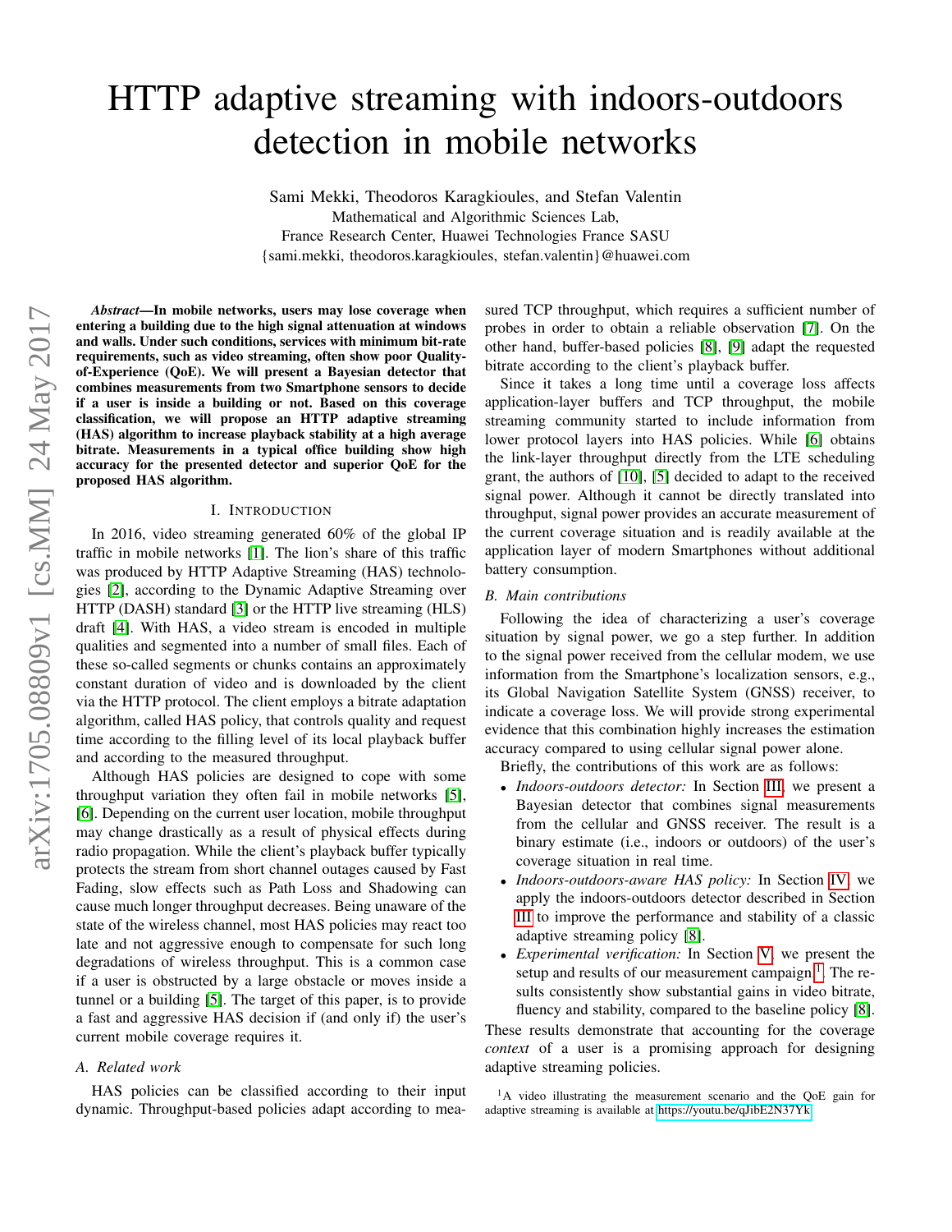# HTTP adaptive streaming with indoors-outdoors detection in mobile networks

Sami Mekki, Theodoros Karagkioules, and Stefan Valentin
Mathematical and Algorithmic Sciences Lab,
France Research Center, Huawei Technologies France SASU
{sami.mekki, theodoros.karagkioules, stefan.valentin}@huawei.com

***Abstract*—In mobile networks, users may lose coverage when entering a building due to the high signal attenuation at windows and walls. Under such conditions, services with minimum bit-rate requirements, such as video streaming, often show poor Quality-of-Experience (QoE). We will present a Bayesian detector that combines measurements from two Smartphone sensors to decide if a user is inside a building or not. Based on this coverage classification, we will propose an HTTP adaptive streaming (HAS) algorithm to increase playback stability at a high average bitrate. Measurements in a typical office building show high accuracy for the presented detector and superior QoE for the proposed HAS algorithm.**

## I. Introduction

In 2016, video streaming generated 60% of the global IP traffic in mobile networks [1]. The lion's share of this traffic was produced by HTTP Adaptive Streaming (HAS) technologies [2], according to the Dynamic Adaptive Streaming over HTTP (DASH) standard [3] or the HTTP live streaming (HLS) draft [4]. With HAS, a video stream is encoded in multiple qualities and segmented into a number of small files. Each of these so-called segments or chunks contains an approximately constant duration of video and is downloaded by the client via the HTTP protocol. The client employs a bitrate adaptation algorithm, called HAS policy, that controls quality and request time according to the filling level of its local playback buffer and according to the measured throughput.

Although HAS policies are designed to cope with some throughput variation they often fail in mobile networks [5], [6]. Depending on the current user location, mobile throughput may change drastically as a result of physical effects during radio propagation. While the client's playback buffer typically protects the stream from short channel outages caused by Fast Fading, slow effects such as Path Loss and Shadowing can cause much longer throughput decreases. Being unaware of the state of the wireless channel, most HAS policies may react too late and not aggressive enough to compensate for such long degradations of wireless throughput. This is a common case if a user is obstructed by a large obstacle or moves inside a tunnel or a building [5]. The target of this paper, is to provide a fast and aggressive HAS decision if (and only if) the user's current mobile coverage requires it.

### A. Related work

HAS policies can be classified according to their input dynamic. Throughput-based policies adapt according to measured TCP throughput, which requires a sufficient number of probes in order to obtain a reliable observation [7]. On the other hand, buffer-based policies [8], [9] adapt the requested bitrate according to the client's playback buffer.

Since it takes a long time until a coverage loss affects application-layer buffers and TCP throughput, the mobile streaming community started to include information from lower protocol layers into HAS policies. While [6] obtains the link-layer throughput directly from the LTE scheduling grant, the authors of [10], [5] decided to adapt to the received signal power. Although it cannot be directly translated into throughput, signal power provides an accurate measurement of the current coverage situation and is readily available at the application layer of modern Smartphones without additional battery consumption.

### B. Main contributions

Following the idea of characterizing a user's coverage situation by signal power, we go a step further. In addition to the signal power received from the cellular modem, we use information from the Smartphone's localization sensors, e.g., its Global Navigation Satellite System (GNSS) receiver, to indicate a coverage loss. We will provide strong experimental evidence that this combination highly increases the estimation accuracy compared to using cellular signal power alone.

Briefly, the contributions of this work are as follows:

- *Indoors-outdoors detector:* In Section III, we present a Bayesian detector that combines signal measurements from the cellular and GNSS receiver. The result is a binary estimate (i.e., indoors or outdoors) of the user's coverage situation in real time.
- *Indoors-outdoors-aware HAS policy:* In Section IV, we apply the indoors-outdoors detector described in Section III to improve the performance and stability of a classic adaptive streaming policy [8].
- *Experimental verification:* In Section V, we present the setup and results of our measurement campaign[1]. The results consistently show substantial gains in video bitrate, fluency and stability, compared to the baseline policy [8].

These results demonstrate that accounting for the coverage *context* of a user is a promising approach for designing adaptive streaming policies.

[1] A video illustrating the measurement scenario and the QoE gain for adaptive streaming is available at https://youtu.be/qJibE2N37Yk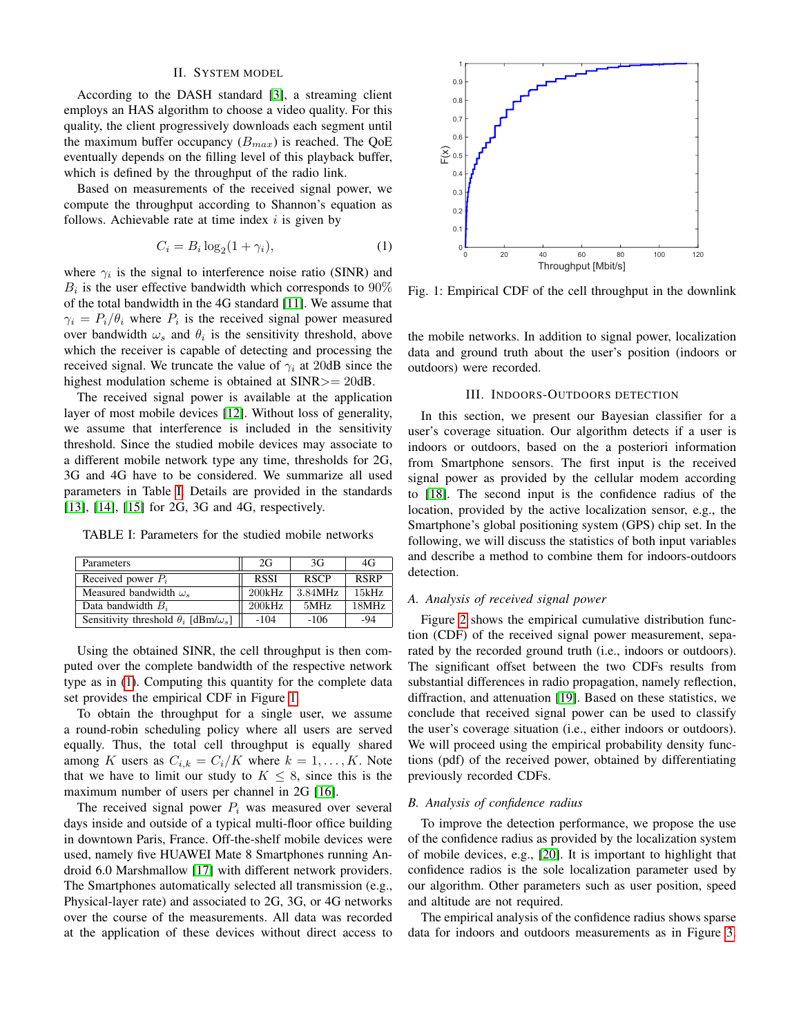## II. System model

According to the DASH standard [3], a streaming client employs an HAS algorithm to choose a video quality. For this quality, the client progressively downloads each segment until the maximum buffer occupancy ($B_{max}$) is reached. The QoE eventually depends on the filling level of this playback buffer, which is defined by the throughput of the radio link.

Based on measurements of the received signal power, we compute the throughput according to Shannon's equation as follows. Achievable rate at time index $i$ is given by

$$C_i = B_i \log_2(1 + \gamma_i), \tag{1}$$

where $\gamma_i$ is the signal to interference noise ratio (SINR) and $B_i$ is the user effective bandwidth which corresponds to $90\%$ of the total bandwidth in the 4G standard [11]. We assume that $\gamma_i = P_i/\theta_i$ where $P_i$ is the received signal power measured over bandwidth $\omega_s$ and $\theta_i$ is the sensitivity threshold, above which the receiver is capable of detecting and processing the received signal. We truncate the value of $\gamma_i$ at 20dB since the highest modulation scheme is obtained at SINR>= 20dB.

The received signal power is available at the application layer of most mobile devices [12]. Without loss of generality, we assume that interference is included in the sensitivity threshold. Since the studied mobile devices may associate to a different mobile network type any time, thresholds for 2G, 3G and 4G have to be considered. We summarize all used parameters in Table I. Details are provided in the standards [13], [14], [15] for 2G, 3G and 4G, respectively.

TABLE I: Parameters for the studied mobile networks

| Parameters | 2G | 3G | 4G |
|---|---|---|---|
| Received power $P_i$ | RSSI | RSCP | RSRP |
| Measured bandwidth $\omega_s$ | 200kHz | 3.84MHz | 15kHz |
| Data bandwidth $B_i$ | 200kHz | 5MHz | 18MHz |
| Sensitivity threshold $\theta_i$ [dBm/$\omega_s$] | -104 | -106 | -94 |

Using the obtained SINR, the cell throughput is then computed over the complete bandwidth of the respective network type as in (1). Computing this quantity for the complete data set provides the empirical CDF in Figure 1.

To obtain the throughput for a single user, we assume a round-robin scheduling policy where all users are served equally. Thus, the total cell throughput is equally shared among $K$ users as $C_{i,k} = C_i/K$ where $k = 1, \ldots, K$. Note that we have to limit our study to $K \leq 8$, since this is the maximum number of users per channel in 2G [16].

The received signal power $P_i$ was measured over several days inside and outside of a typical multi-floor office building in downtown Paris, France. Off-the-shelf mobile devices were used, namely five HUAWEI Mate 8 Smartphones running Android 6.0 Marshmallow [17] with different network providers. The Smartphones automatically selected all transmission (e.g., Physical-layer rate) and associated to 2G, 3G, or 4G networks over the course of the measurements. All data was recorded at the application of these devices without direct access to the mobile networks. In addition to signal power, localization data and ground truth about the user's position (indoors or outdoors) were recorded.

Fig. 1: Empirical CDF of the cell throughput in the downlink

## III. Indoors-Outdoors detection

In this section, we present our Bayesian classifier for a user's coverage situation. Our algorithm detects if a user is indoors or outdoors, based on the a posteriori information from Smartphone sensors. The first input is the received signal power as provided by the cellular modem according to [18]. The second input is the confidence radius of the location, provided by the active localization sensor, e.g., the Smartphone's global positioning system (GPS) chip set. In the following, we will discuss the statistics of both input variables and describe a method to combine them for indoors-outdoors detection.

### A. Analysis of received signal power

Figure 2 shows the empirical cumulative distribution function (CDF) of the received signal power measurement, separated by the recorded ground truth (i.e., indoors or outdoors). The significant offset between the two CDFs results from substantial differences in radio propagation, namely reflection, diffraction, and attenuation [19]. Based on these statistics, we conclude that received signal power can be used to classify the user's coverage situation (i.e., either indoors or outdoors). We will proceed using the empirical probability density functions (pdf) of the received power, obtained by differentiating previously recorded CDFs.

### B. Analysis of confidence radius

To improve the detection performance, we propose the use of the confidence radius as provided by the localization system of mobile devices, e.g., [20]. It is important to highlight that confidence radios is the sole localization parameter used by our algorithm. Other parameters such as user position, speed and altitude are not required.

The empirical analysis of the confidence radius shows sparse data for indoors and outdoors measurements as in Figure 3.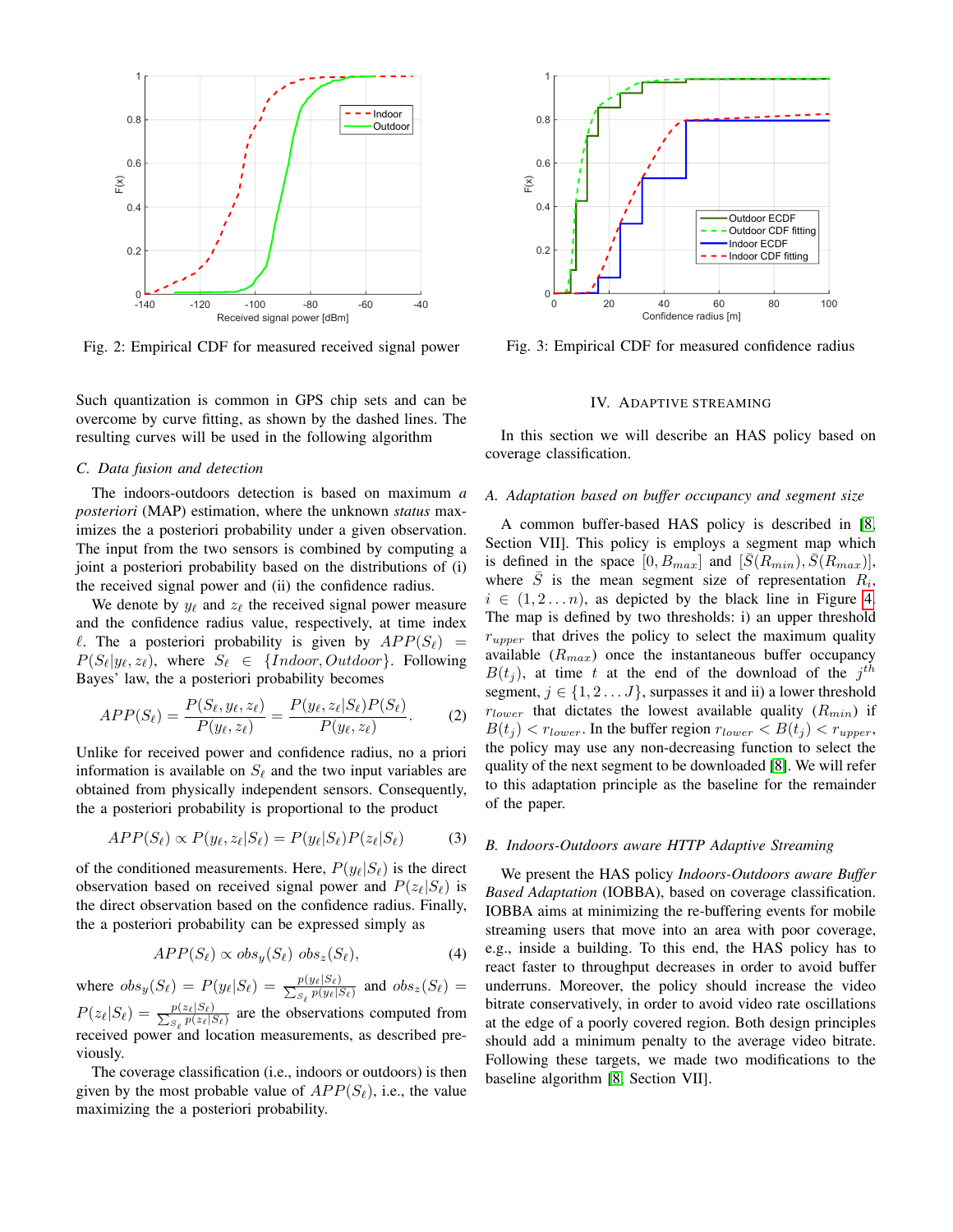Fig. 2: Empirical CDF for measured received signal power

Fig. 3: Empirical CDF for measured confidence radius

Such quantization is common in GPS chip sets and can be overcome by curve fitting, as shown by the dashed lines. The resulting curves will be used in the following algorithm

### C. Data fusion and detection

The indoors-outdoors detection is based on maximum *a posteriori* (MAP) estimation, where the unknown *status* maximizes the a posteriori probability under a given observation. The input from the two sensors is combined by computing a joint a posteriori probability based on the distributions of (i) the received signal power and (ii) the confidence radius.

We denote by $y_\ell$ and $z_\ell$ the received signal power measure and the confidence radius value, respectively, at time index $\ell$. The a posteriori probability is given by $APP(S_\ell) = P(S_\ell|y_\ell, z_\ell)$, where $S_\ell \in \{Indoor, Outdoor\}$. Following Bayes' law, the a posteriori probability becomes

$$APP(S_\ell) = \frac{P(S_\ell, y_\ell, z_\ell)}{P(y_\ell, z_\ell)} = \frac{P(y_\ell, z_\ell|S_\ell)P(S_\ell)}{P(y_\ell, z_\ell)}. \tag{2}$$

Unlike for received power and confidence radius, no a priori information is available on $S_\ell$ and the two input variables are obtained from physically independent sensors. Consequently, the a posteriori probability is proportional to the product

$$APP(S_\ell) \propto P(y_\ell, z_\ell|S_\ell) = P(y_\ell|S_\ell)P(z_\ell|S_\ell) \tag{3}$$

of the conditioned measurements. Here, $P(y_\ell|S_\ell)$ is the direct observation based on received signal power and $P(z_\ell|S_\ell)$ is the direct observation based on the confidence radius. Finally, the a posteriori probability can be expressed simply as

$$APP(S_\ell) \propto obs_y(S_\ell)\ obs_z(S_\ell), \tag{4}$$

where $obs_y(S_\ell) = P(y_\ell|S_\ell) = \frac{p(y_\ell|S_\ell)}{\sum_{S_\ell} p(y_\ell|S_\ell)}$ and $obs_z(S_\ell) = P(z_\ell|S_\ell) = \frac{p(z_\ell|S_\ell)}{\sum_{S_\ell} p(z_\ell|S_\ell)}$ are the observations computed from received power and location measurements, as described previously.

The coverage classification (i.e., indoors or outdoors) is then given by the most probable value of $APP(S_\ell)$, i.e., the value maximizing the a posteriori probability.

## IV. Adaptive Streaming

In this section we will describe an HAS policy based on coverage classification.

### A. Adaptation based on buffer occupancy and segment size

A common buffer-based HAS policy is described in [8, Section VII]. This policy is employs a segment map which is defined in the space $[0, B_{max}]$ and $[\bar{S}(R_{min}), \bar{S}(R_{max})]$, where $\bar{S}$ is the mean segment size of representation $R_i$, $i \in (1, 2 \ldots n)$, as depicted by the black line in Figure 4. The map is defined by two thresholds: i) an upper threshold $r_{upper}$ that drives the policy to select the maximum quality available ($R_{max}$) once the instantaneous buffer occupancy $B(t_j)$, at time $t$ at the end of the download of the $j^{th}$ segment, $j \in \{1, 2 \ldots J\}$, surpasses it and ii) a lower threshold $r_{lower}$ that dictates the lowest available quality ($R_{min}$) if $B(t_j) < r_{lower}$. In the buffer region $r_{lower} < B(t_j) < r_{upper}$, the policy may use any non-decreasing function to select the quality of the next segment to be downloaded [8]. We will refer to this adaptation principle as the baseline for the remainder of the paper.

### B. Indoors-Outdoors aware HTTP Adaptive Streaming

We present the HAS policy *Indoors-Outdoors aware Buffer Based Adaptation* (IOBBA), based on coverage classification. IOBBA aims at minimizing the re-buffering events for mobile streaming users that move into an area with poor coverage, e.g., inside a building. To this end, the HAS policy has to react faster to throughput decreases in order to avoid buffer underruns. Moreover, the policy should increase the video bitrate conservatively, in order to avoid video rate oscillations at the edge of a poorly covered region. Both design principles should add a minimum penalty to the average video bitrate. Following these targets, we made two modifications to the baseline algorithm [8, Section VII].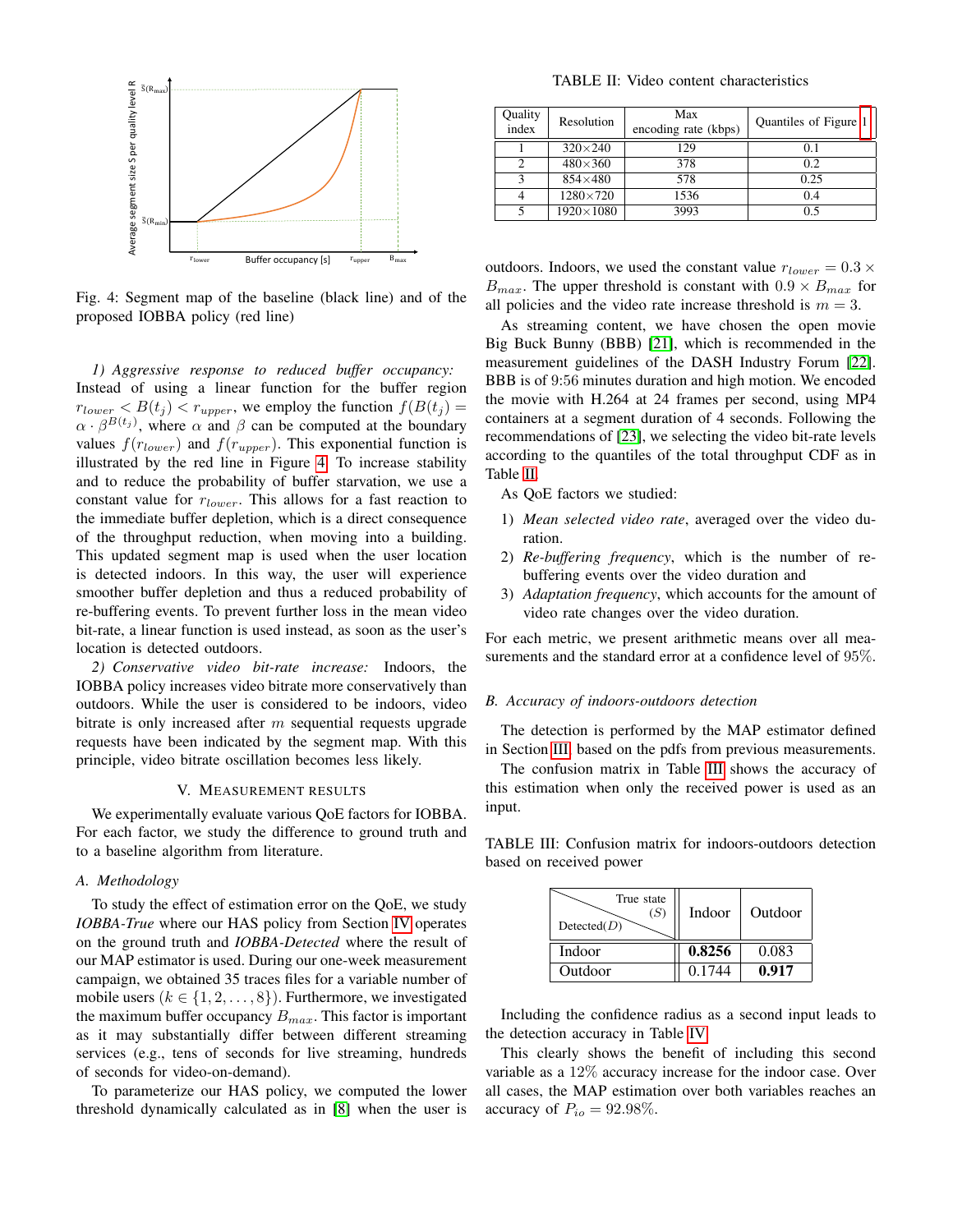Fig. 4: Segment map of the baseline (black line) and of the proposed IOBBA policy (red line)

*1) Aggressive response to reduced buffer occupancy:* Instead of using a linear function for the buffer region $r_{lower} < B(t_j) < r_{upper}$, we employ the function $f(B(t_j) = \alpha \cdot \beta^{B(t_j)}$, where $\alpha$ and $\beta$ can be computed at the boundary values $f(r_{lower})$ and $f(r_{upper})$. This exponential function is illustrated by the red line in Figure 4. To increase stability and to reduce the probability of buffer starvation, we use a constant value for $r_{lower}$. This allows for a fast reaction to the immediate buffer depletion, which is a direct consequence of the throughput reduction, when moving into a building. This updated segment map is used when the user location is detected indoors. In this way, the user will experience smoother buffer depletion and thus a reduced probability of re-buffering events. To prevent further loss in the mean video bit-rate, a linear function is used instead, as soon as the user's location is detected outdoors.

*2) Conservative video bit-rate increase:* Indoors, the IOBBA policy increases video bitrate more conservatively than outdoors. While the user is considered to be indoors, video bitrate is only increased after $m$ sequential requests upgrade requests have been indicated by the segment map. With this principle, video bitrate oscillation becomes less likely.

## V. Measurement Results

We experimentally evaluate various QoE factors for IOBBA. For each factor, we study the difference to ground truth and to a baseline algorithm from literature.

### A. Methodology

To study the effect of estimation error on the QoE, we study *IOBBA-True* where our HAS policy from Section IV operates on the ground truth and *IOBBA-Detected* where the result of our MAP estimator is used. During our one-week measurement campaign, we obtained 35 traces files for a variable number of mobile users ($k \in \{1, 2, \ldots, 8\}$). Furthermore, we investigated the maximum buffer occupancy $B_{max}$. This factor is important as it may substantially differ between different streaming services (e.g., tens of seconds for live streaming, hundreds of seconds for video-on-demand).

To parameterize our HAS policy, we computed the lower threshold dynamically calculated as in [8] when the user is outdoors. Indoors, we used the constant value $r_{lower} = 0.3 \times B_{max}$. The upper threshold is constant with $0.9 \times B_{max}$ for all policies and the video rate increase threshold is $m = 3$.

As streaming content, we have chosen the open movie Big Buck Bunny (BBB) [21], which is recommended in the measurement guidelines of the DASH Industry Forum [22]. BBB is of 9:56 minutes duration and high motion. We encoded the movie with H.264 at 24 frames per second, using MP4 containers at a segment duration of 4 seconds. Following the recommendations of [23], we selecting the video bit-rate levels according to the quantiles of the total throughput CDF as in Table II.

TABLE II: Video content characteristics

| Quality index | Resolution | Max encoding rate (kbps) | Quantiles of Figure 1 |
|---|---|---|---|
| 1 | 320×240 | 129 | 0.1 |
| 2 | 480×360 | 378 | 0.2 |
| 3 | 854×480 | 578 | 0.25 |
| 4 | 1280×720 | 1536 | 0.4 |
| 5 | 1920×1080 | 3993 | 0.5 |

As QoE factors we studied:

1) *Mean selected video rate*, averaged over the video duration.
2) *Re-buffering frequency*, which is the number of re-buffering events over the video duration and
3) *Adaptation frequency*, which accounts for the amount of video rate changes over the video duration.

For each metric, we present arithmetic means over all measurements and the standard error at a confidence level of 95%.

### B. Accuracy of indoors-outdoors detection

The detection is performed by the MAP estimator defined in Section III based on the pdfs from previous measurements.

The confusion matrix in Table III shows the accuracy of this estimation when only the received power is used as an input.

TABLE III: Confusion matrix for indoors-outdoors detection based on received power

| Detected($D$) \ True state ($S$) | Indoor | Outdoor |
|---|---|---|
| Indoor | **0.8256** | 0.083 |
| Outdoor | 0.1744 | **0.917** |

Including the confidence radius as a second input leads to the detection accuracy in Table IV.

This clearly shows the benefit of including this second variable as a 12% accuracy increase for the indoor case. Over all cases, the MAP estimation over both variables reaches an accuracy of $P_{io} = 92.98\%$.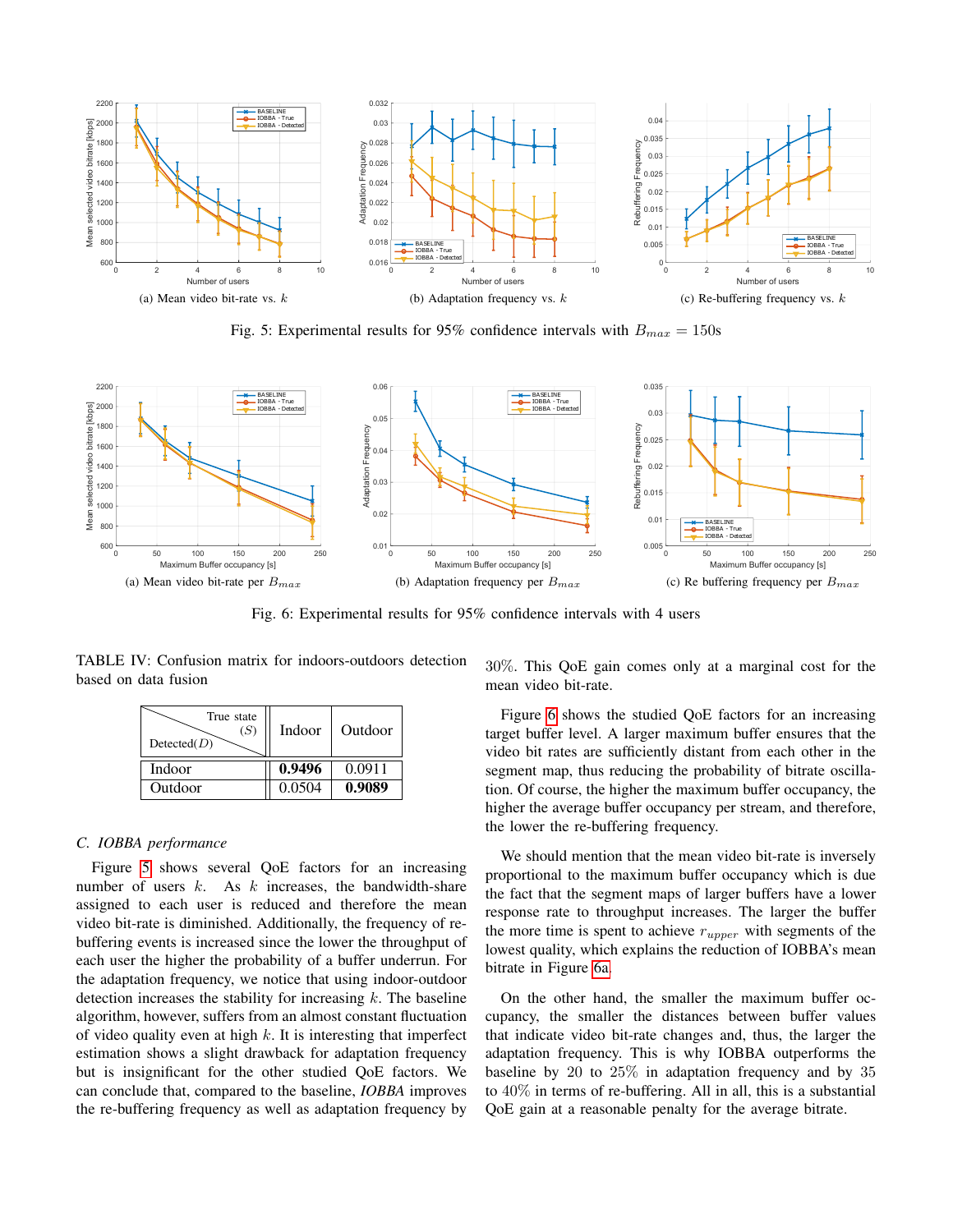(a) Mean video bit-rate vs. $k$

(b) Adaptation frequency vs. $k$

(c) Re-buffering frequency vs. $k$

Fig. 5: Experimental results for 95% confidence intervals with $B_{max} = 150$s

(a) Mean video bit-rate per $B_{max}$

(b) Adaptation frequency per $B_{max}$

(c) Re buffering frequency per $B_{max}$

Fig. 6: Experimental results for 95% confidence intervals with 4 users

TABLE IV: Confusion matrix for indoors-outdoors detection based on data fusion

| Detected($D$) \ True state ($S$) | Indoor | Outdoor |
|---|---|---|
| Indoor | **0.9496** | 0.0911 |
| Outdoor | 0.0504 | **0.9089** |

### C. IOBBA performance

Figure 5 shows several QoE factors for an increasing number of users $k$. As $k$ increases, the bandwidth-share assigned to each user is reduced and therefore the mean video bit-rate is diminished. Additionally, the frequency of re-buffering events is increased since the lower the throughput of each user the higher the probability of a buffer underrun. For the adaptation frequency, we notice that using indoor-outdoor detection increases the stability for increasing $k$. The baseline algorithm, however, suffers from an almost constant fluctuation of video quality even at high $k$. It is interesting that imperfect estimation shows a slight drawback for adaptation frequency but is insignificant for the other studied QoE factors. We can conclude that, compared to the baseline, *IOBBA* improves the re-buffering frequency as well as adaptation frequency by 30%. This QoE gain comes only at a marginal cost for the mean video bit-rate.

Figure 6 shows the studied QoE factors for an increasing target buffer level. A larger maximum buffer ensures that the video bit rates are sufficiently distant from each other in the segment map, thus reducing the probability of bitrate oscillation. Of course, the higher the maximum buffer occupancy, the higher the average buffer occupancy per stream, and therefore, the lower the re-buffering frequency.

We should mention that the mean video bit-rate is inversely proportional to the maximum buffer occupancy which is due the fact that the segment maps of larger buffers have a lower response rate to throughput increases. The larger the buffer the more time is spent to achieve $r_{upper}$ with segments of the lowest quality, which explains the reduction of IOBBA's mean bitrate in Figure 6a.

On the other hand, the smaller the maximum buffer occupancy, the smaller the distances between buffer values that indicate video bit-rate changes and, thus, the larger the adaptation frequency. This is why IOBBA outperforms the baseline by 20 to 25% in adaptation frequency and by 35 to 40% in terms of re-buffering. All in all, this is a substantial QoE gain at a reasonable penalty for the average bitrate.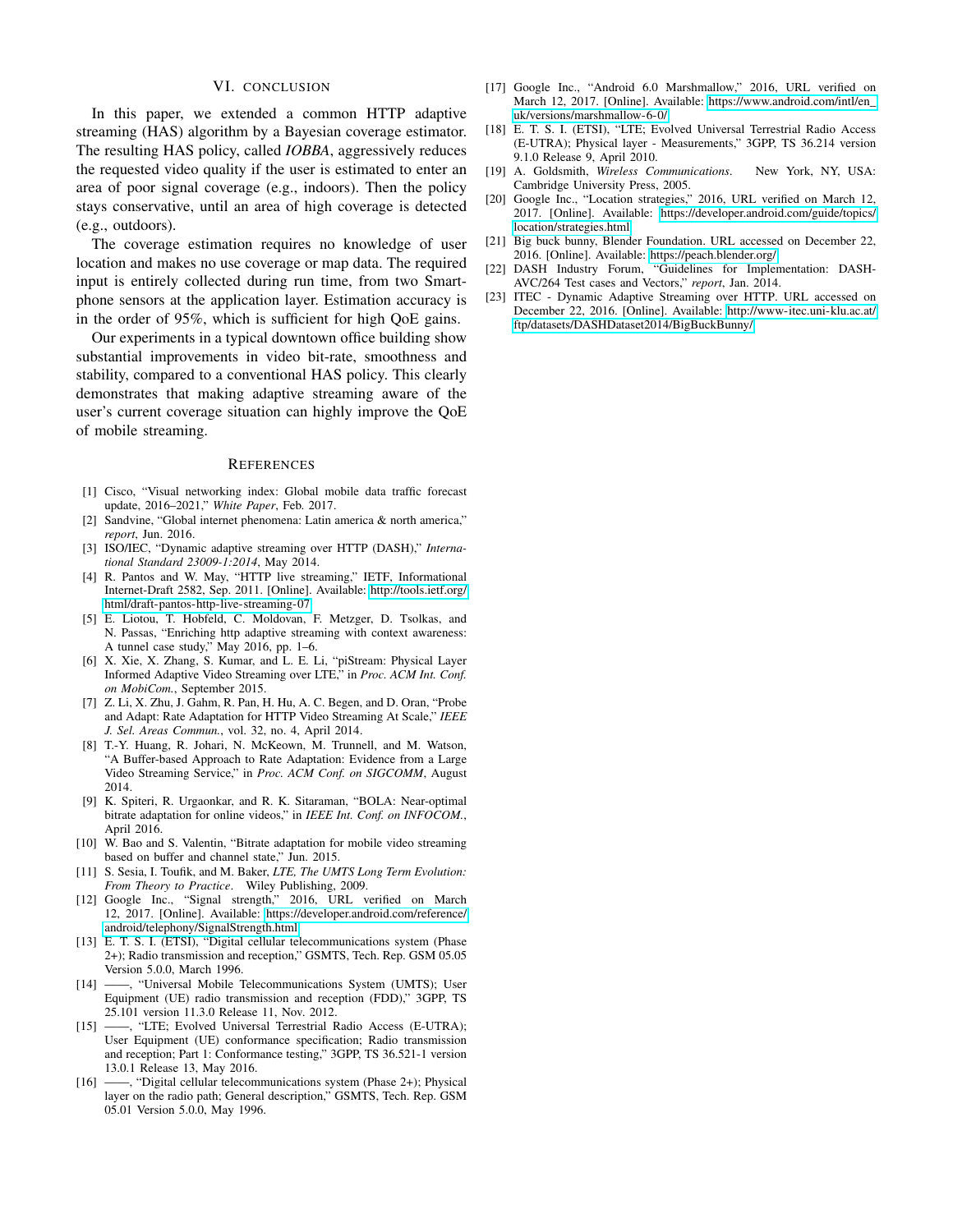## VI. Conclusion

In this paper, we extended a common HTTP adaptive streaming (HAS) algorithm by a Bayesian coverage estimator. The resulting HAS policy, called *IOBBA*, aggressively reduces the requested video quality if the user is estimated to enter an area of poor signal coverage (e.g., indoors). Then the policy stays conservative, until an area of high coverage is detected (e.g., outdoors).

The coverage estimation requires no knowledge of user location and makes no use coverage or map data. The required input is entirely collected during run time, from two Smartphone sensors at the application layer. Estimation accuracy is in the order of 95%, which is sufficient for high QoE gains.

Our experiments in a typical downtown office building show substantial improvements in video bit-rate, smoothness and stability, compared to a conventional HAS policy. This clearly demonstrates that making adaptive streaming aware of the user's current coverage situation can highly improve the QoE of mobile streaming.

## References

[1] Cisco, "Visual networking index: Global mobile data traffic forecast update, 2016–2021," *White Paper*, Feb. 2017.

[2] Sandvine, "Global internet phenomena: Latin america & north america," *report*, Jun. 2016.

[3] ISO/IEC, "Dynamic adaptive streaming over HTTP (DASH)," *International Standard 23009-1:2014*, May 2014.

[4] R. Pantos and W. May, "HTTP live streaming," IETF, Informational Internet-Draft 2582, Sep. 2011. [Online]. Available: http://tools.ietf.org/html/draft-pantos-http-live-streaming-07

[5] E. Liotou, T. Hobfeld, C. Moldovan, F. Metzger, D. Tsolkas, and N. Passas, "Enriching http adaptive streaming with context awareness: A tunnel case study," May 2016, pp. 1–6.

[6] X. Xie, X. Zhang, S. Kumar, and L. E. Li, "piStream: Physical Layer Informed Adaptive Video Streaming over LTE," in *Proc. ACM Int. Conf. on MobiCom.*, September 2015.

[7] Z. Li, X. Zhu, J. Gahm, R. Pan, H. Hu, A. C. Begen, and D. Oran, "Probe and Adapt: Rate Adaptation for HTTP Video Streaming At Scale," *IEEE J. Sel. Areas Commun.*, vol. 32, no. 4, April 2014.

[8] T.-Y. Huang, R. Johari, N. McKeown, M. Trunnell, and M. Watson, "A Buffer-based Approach to Rate Adaptation: Evidence from a Large Video Streaming Service," in *Proc. ACM Conf. on SIGCOMM*, August 2014.

[9] K. Spiteri, R. Urgaonkar, and R. K. Sitaraman, "BOLA: Near-optimal bitrate adaptation for online videos," in *IEEE Int. Conf. on INFOCOM.*, April 2016.

[10] W. Bao and S. Valentin, "Bitrate adaptation for mobile video streaming based on buffer and channel state," Jun. 2015.

[11] S. Sesia, I. Toufik, and M. Baker, *LTE, The UMTS Long Term Evolution: From Theory to Practice*. Wiley Publishing, 2009.

[12] Google Inc., "Signal strength," 2016, URL verified on March 12, 2017. [Online]. Available: https://developer.android.com/reference/android/telephony/SignalStrength.html

[13] E. T. S. I. (ETSI), "Digital cellular telecommunications system (Phase 2+); Radio transmission and reception," GSMTS, Tech. Rep. GSM 05.05 Version 5.0.0, March 1996.

[14] ——, "Universal Mobile Telecommunications System (UMTS); User Equipment (UE) radio transmission and reception (FDD)," 3GPP, TS 25.101 version 11.3.0 Release 11, Nov. 2012.

[15] ——, "LTE; Evolved Universal Terrestrial Radio Access (E-UTRA); User Equipment (UE) conformance specification; Radio transmission and reception; Part 1: Conformance testing," 3GPP, TS 36.521-1 version 13.0.1 Release 13, May 2016.

[16] ——, "Digital cellular telecommunications system (Phase 2+); Physical layer on the radio path; General description," GSMTS, Tech. Rep. GSM 05.01 Version 5.0.0, May 1996.

[17] Google Inc., "Android 6.0 Marshmallow," 2016, URL verified on March 12, 2017. [Online]. Available: https://www.android.com/intl/en_uk/versions/marshmallow-6-0/

[18] E. T. S. I. (ETSI), "LTE; Evolved Universal Terrestrial Radio Access (E-UTRA); Physical layer - Measurements," 3GPP, TS 36.214 version 9.1.0 Release 9, April 2010.

[19] A. Goldsmith, *Wireless Communications*. New York, NY, USA: Cambridge University Press, 2005.

[20] Google Inc., "Location strategies," 2016, URL verified on March 12, 2017. [Online]. Available: https://developer.android.com/guide/topics/location/strategies.html

[21] Big buck bunny, Blender Foundation. URL accessed on December 22, 2016. [Online]. Available: https://peach.blender.org/

[22] DASH Industry Forum, "Guidelines for Implementation: DASH-AVC/264 Test cases and Vectors," *report*, Jan. 2014.

[23] ITEC - Dynamic Adaptive Streaming over HTTP. URL accessed on December 22, 2016. [Online]. Available: http://www-itec.uni-klu.ac.at/ftp/datasets/DASHDataset2014/BigBuckBunny/